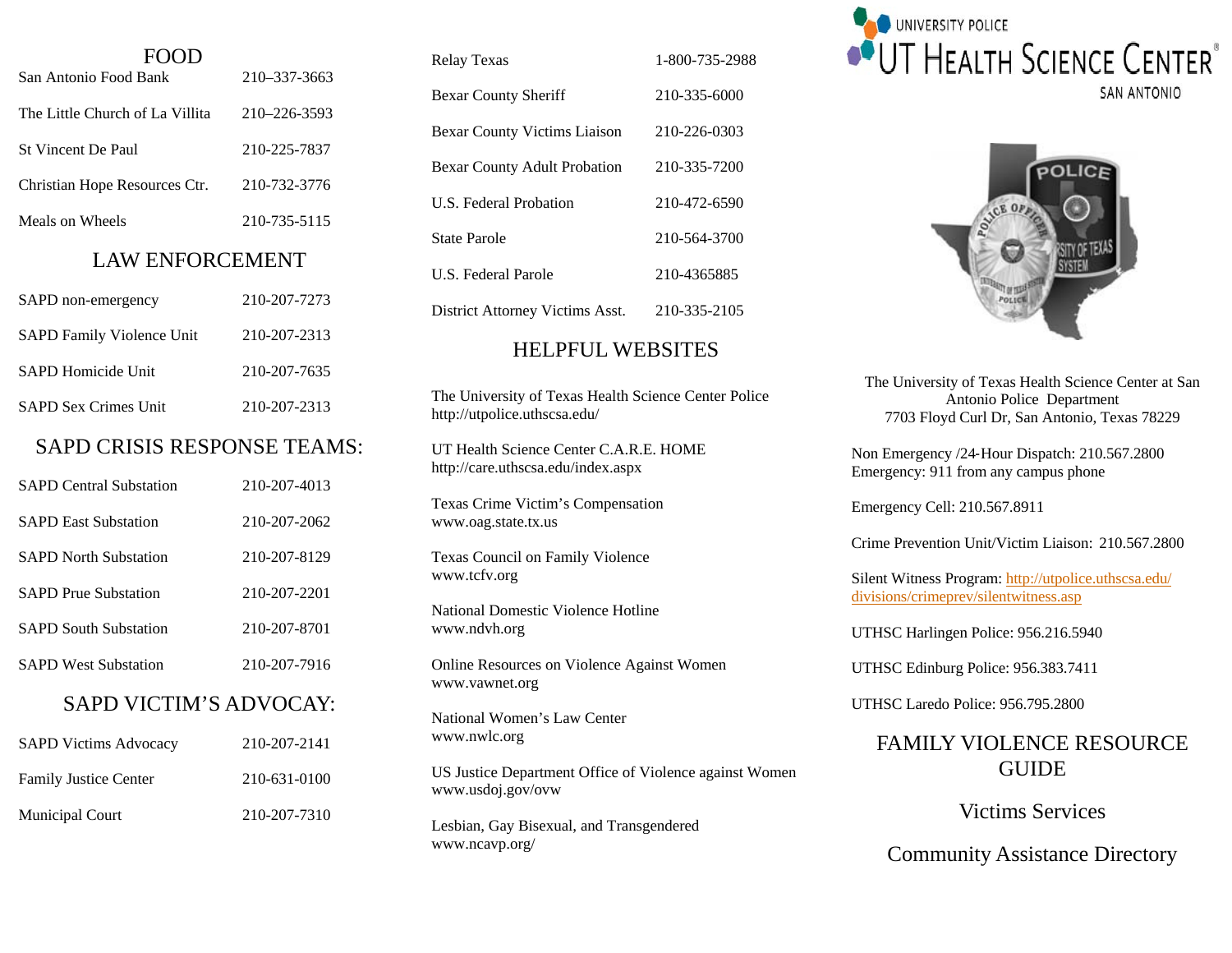## FOOD

| | |
|---|---|
| San Antonio Food Bank | 210–337-3663 |
| The Little Church of La Villita | 210–226-3593 |
| St Vincent De Paul | 210-225-7837 |
| Christian Hope Resources Ctr. | 210-732-3776 |
| Meals on Wheels | 210-735-5115 |

## LAW ENFORCEMENT

| | |
|---|---|
| SAPD non-emergency | 210-207-7273 |
| SAPD Family Violence Unit | 210-207-2313 |
| SAPD Homicide Unit | 210-207-7635 |
| SAPD Sex Crimes Unit | 210-207-2313 |

## SAPD CRISIS RESPONSE TEAMS:

| | |
|---|---|
| SAPD Central Substation | 210-207-4013 |
| SAPD East Substation | 210-207-2062 |
| SAPD North Substation | 210-207-8129 |
| SAPD Prue Substation | 210-207-2201 |
| SAPD South Substation | 210-207-8701 |
| SAPD West Substation | 210-207-7916 |

## SAPD VICTIM'S ADVOCAY:

| | |
|---|---|
| SAPD Victims Advocacy | 210-207-2141 |
| Family Justice Center | 210-631-0100 |
| Municipal Court | 210-207-7310 |

| | |
|---|---|
| Relay Texas | 1-800-735-2988 |
| Bexar County Sheriff | 210-335-6000 |
| Bexar County Victims Liaison | 210-226-0303 |
| Bexar County Adult Probation | 210-335-7200 |
| U.S. Federal Probation | 210-472-6590 |
| State Parole | 210-564-3700 |
| U.S. Federal Parole | 210-4365885 |
| District Attorney Victims Asst. | 210-335-2105 |

## HELPFUL WEBSITES

The University of Texas Health Science Center Police
http://utpolice.uthscsa.edu/

UT Health Science Center C.A.R.E. HOME
http://care.uthscsa.edu/index.aspx

Texas Crime Victim's Compensation
www.oag.state.tx.us

Texas Council on Family Violence
www.tcfv.org

National Domestic Violence Hotline
www.ndvh.org

Online Resources on Violence Against Women
www.vawnet.org

National Women's Law Center
www.nwlc.org

US Justice Department Office of Violence against Women
www.usdoj.gov/ovw

Lesbian, Gay Bisexual, and Transgendered
www.ncavp.org/

UNIVERSITY POLICE
UT HEALTH SCIENCE CENTER
SAN ANTONIO

The University of Texas Health Science Center at San Antonio Police Department
7703 Floyd Curl Dr, San Antonio, Texas 78229

Non Emergency /24-Hour Dispatch: 210.567.2800
Emergency: 911 from any campus phone

Emergency Cell: 210.567.8911

Crime Prevention Unit/Victim Liaison: 210.567.2800

Silent Witness Program: http://utpolice.uthscsa.edu/divisions/crimeprev/silentwitness.asp

UTHSC Harlingen Police: 956.216.5940

UTHSC Edinburg Police: 956.383.7411

UTHSC Laredo Police: 956.795.2800

# FAMILY VIOLENCE RESOURCE GUIDE

## Victims Services

## Community Assistance Directory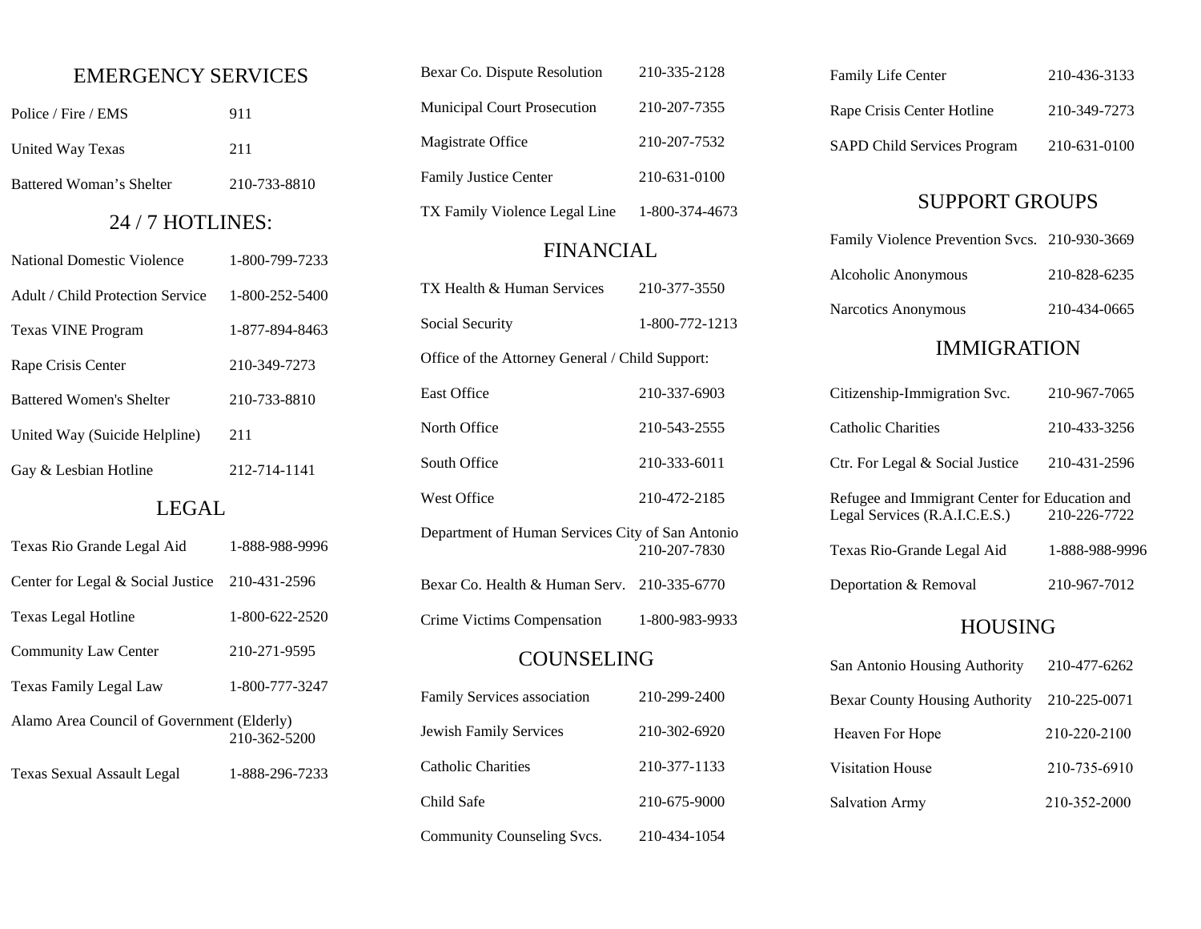## EMERGENCY SERVICES

| | |
|---|---|
| Police / Fire / EMS | 911 |
| United Way Texas | 211 |
| Battered Woman's Shelter | 210-733-8810 |

## 24 / 7 HOTLINES:

| | |
|---|---|
| National Domestic Violence | 1-800-799-7233 |
| Adult / Child Protection Service | 1-800-252-5400 |
| Texas VINE Program | 1-877-894-8463 |
| Rape Crisis Center | 210-349-7273 |
| Battered Women's Shelter | 210-733-8810 |
| United Way (Suicide Helpline) | 211 |
| Gay & Lesbian Hotline | 212-714-1141 |

## LEGAL

| | |
|---|---|
| Texas Rio Grande Legal Aid | 1-888-988-9996 |
| Center for Legal & Social Justice | 210-431-2596 |
| Texas Legal Hotline | 1-800-622-2520 |
| Community Law Center | 210-271-9595 |
| Texas Family Legal Law | 1-800-777-3247 |
| Alamo Area Council of Government (Elderly) | 210-362-5200 |
| Texas Sexual Assault Legal | 1-888-296-7233 |
| Bexar Co. Dispute Resolution | 210-335-2128 |
| Municipal Court Prosecution | 210-207-7355 |
| Magistrate Office | 210-207-7532 |
| Family Justice Center | 210-631-0100 |
| TX Family Violence Legal Line | 1-800-374-4673 |

## FINANCIAL

| | |
|---|---|
| TX Health & Human Services | 210-377-3550 |
| Social Security | 1-800-772-1213 |
| Office of the Attorney General / Child Support: | |
| East Office | 210-337-6903 |
| North Office | 210-543-2555 |
| South Office | 210-333-6011 |
| West Office | 210-472-2185 |
| Department of Human Services City of San Antonio | 210-207-7830 |
| Bexar Co. Health & Human Serv. | 210-335-6770 |
| Crime Victims Compensation | 1-800-983-9933 |

## COUNSELING

| | |
|---|---|
| Family Services association | 210-299-2400 |
| Jewish Family Services | 210-302-6920 |
| Catholic Charities | 210-377-1133 |
| Child Safe | 210-675-9000 |
| Community Counseling Svcs. | 210-434-1054 |
| Family Life Center | 210-436-3133 |
| Rape Crisis Center Hotline | 210-349-7273 |
| SAPD Child Services Program | 210-631-0100 |

## SUPPORT GROUPS

| | |
|---|---|
| Family Violence Prevention Svcs. | 210-930-3669 |
| Alcoholic Anonymous | 210-828-6235 |
| Narcotics Anonymous | 210-434-0665 |

## IMMIGRATION

| | |
|---|---|
| Citizenship-Immigration Svc. | 210-967-7065 |
| Catholic Charities | 210-433-3256 |
| Ctr. For Legal & Social Justice | 210-431-2596 |
| Refugee and Immigrant Center for Education and Legal Services (R.A.I.C.E.S.) | 210-226-7722 |
| Texas Rio-Grande Legal Aid | 1-888-988-9996 |
| Deportation & Removal | 210-967-7012 |

## HOUSING

| | |
|---|---|
| San Antonio Housing Authority | 210-477-6262 |
| Bexar County Housing Authority | 210-225-0071 |
| Heaven For Hope | 210-220-2100 |
| Visitation House | 210-735-6910 |
| Salvation Army | 210-352-2000 |